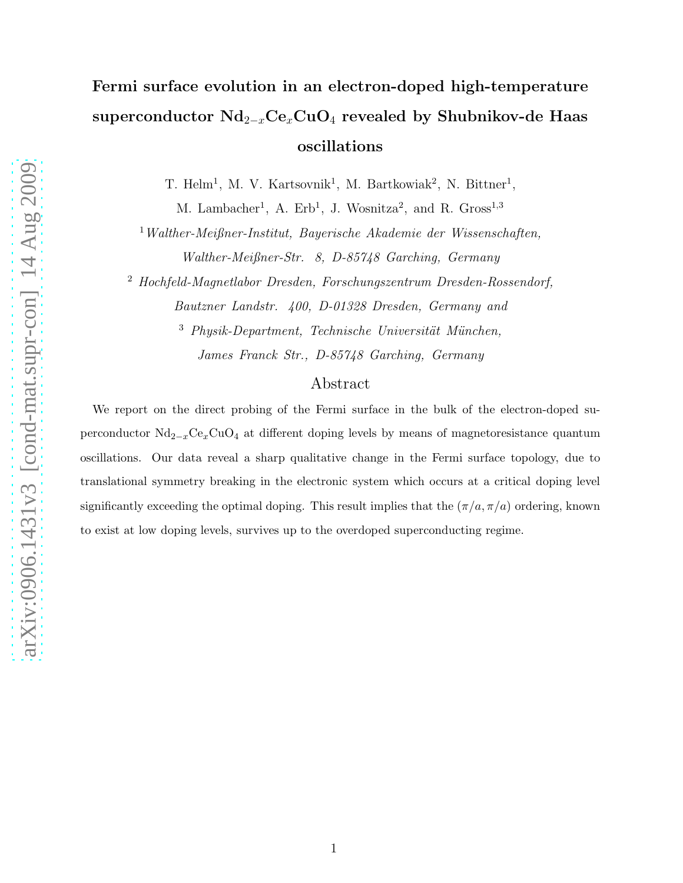# Fermi surface evolution in an electron-doped high-temperature superconductor $Nd_{2-x}Ce_xCuO_4$ revealed by Shubnikov-de Haas oscillations

T. Helm[1], M. V. Kartsovnik[1], M. Bartkowiak[2], N. Bittner[1], M. Lambacher[1], A. Erb[1], J. Wosnitza[2], and R. Gross[1,3]

[1] *Walther-Meißner-Institut, Bayerische Akademie der Wissenschaften, Walther-Meißner-Str. 8, D-85748 Garching, Germany*

[2] *Hochfeld-Magnetlabor Dresden, Forschungszentrum Dresden-Rossendorf, Bautzner Landstr. 400, D-01328 Dresden, Germany and*

[3] *Physik-Department, Technische Universität München, James Franck Str., D-85748 Garching, Germany*

## Abstract

We report on the direct probing of the Fermi surface in the bulk of the electron-doped superconductor $Nd_{2-x}Ce_xCuO_4$ at different doping levels by means of magnetoresistance quantum oscillations. Our data reveal a sharp qualitative change in the Fermi surface topology, due to translational symmetry breaking in the electronic system which occurs at a critical doping level significantly exceeding the optimal doping. This result implies that the $(\pi/a, \pi/a)$ ordering, known to exist at low doping levels, survives up to the overdoped superconducting regime.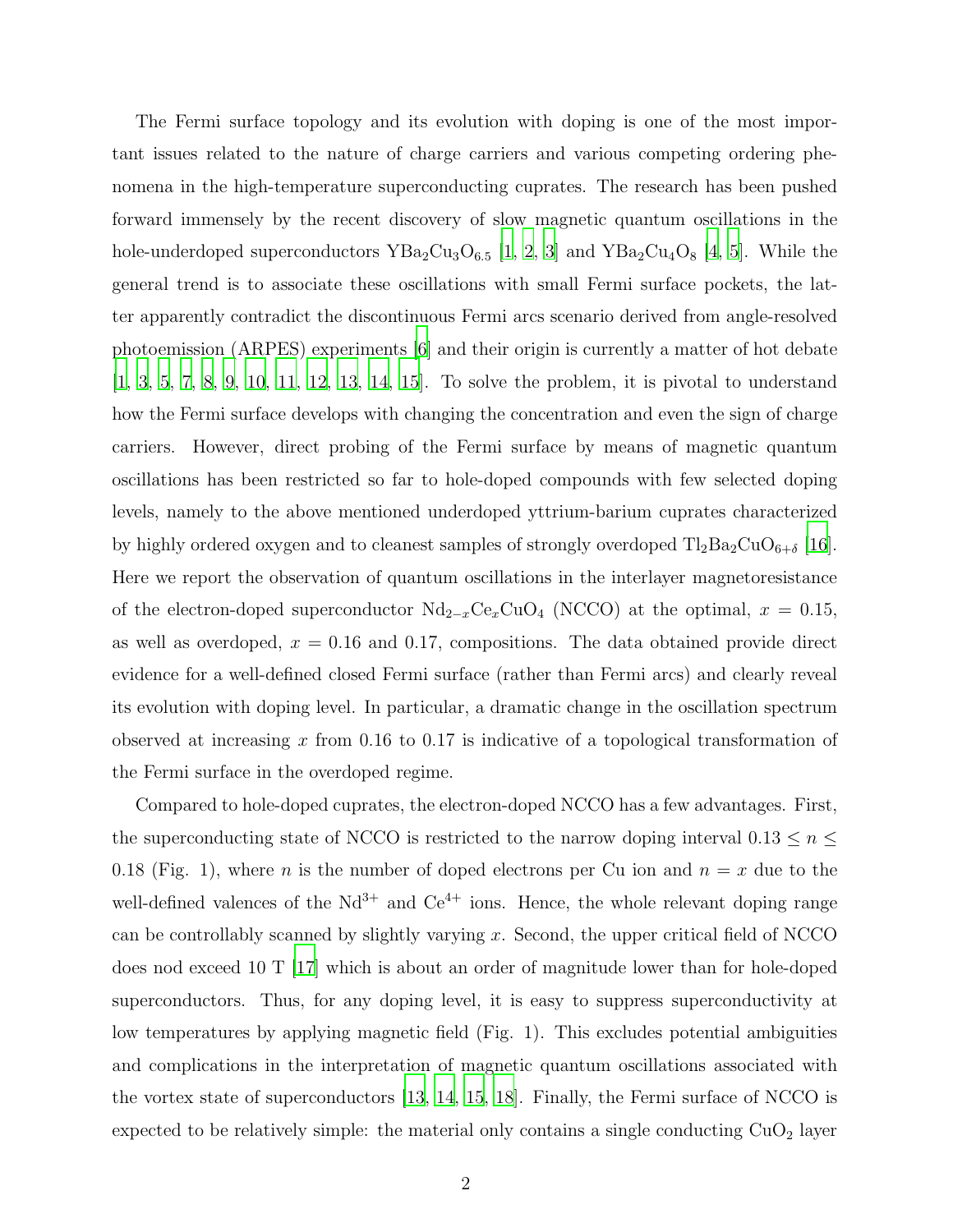The Fermi surface topology and its evolution with doping is one of the most important issues related to the nature of charge carriers and various competing ordering phenomena in the high-temperature superconducting cuprates. The research has been pushed forward immensely by the recent discovery of slow magnetic quantum oscillations in the hole-underdoped superconductors $YBa_2Cu_3O_{6.5}$ [1, 2, 3] and $YBa_2Cu_4O_8$ [4, 5]. While the general trend is to associate these oscillations with small Fermi surface pockets, the latter apparently contradict the discontinuous Fermi arcs scenario derived from angle-resolved photoemission (ARPES) experiments [6] and their origin is currently a matter of hot debate [1, 3, 5, 7, 8, 9, 10, 11, 12, 13, 14, 15]. To solve the problem, it is pivotal to understand how the Fermi surface develops with changing the concentration and even the sign of charge carriers. However, direct probing of the Fermi surface by means of magnetic quantum oscillations has been restricted so far to hole-doped compounds with few selected doping levels, namely to the above mentioned underdoped yttrium-barium cuprates characterized by highly ordered oxygen and to cleanest samples of strongly overdoped $Tl_2Ba_2CuO_{6+\delta}$ [16]. Here we report the observation of quantum oscillations in the interlayer magnetoresistance of the electron-doped superconductor $Nd_{2-x}Ce_xCuO_4$ (NCCO) at the optimal, $x = 0.15$, as well as overdoped, $x = 0.16$ and 0.17, compositions. The data obtained provide direct evidence for a well-defined closed Fermi surface (rather than Fermi arcs) and clearly reveal its evolution with doping level. In particular, a dramatic change in the oscillation spectrum observed at increasing $x$ from 0.16 to 0.17 is indicative of a topological transformation of the Fermi surface in the overdoped regime.

Compared to hole-doped cuprates, the electron-doped NCCO has a few advantages. First, the superconducting state of NCCO is restricted to the narrow doping interval $0.13 \leq n \leq 0.18$ (Fig. 1), where $n$ is the number of doped electrons per Cu ion and $n = x$ due to the well-defined valences of the $Nd^{3+}$ and $Ce^{4+}$ ions. Hence, the whole relevant doping range can be controllably scanned by slightly varying $x$. Second, the upper critical field of NCCO does nod exceed 10 T [17] which is about an order of magnitude lower than for hole-doped superconductors. Thus, for any doping level, it is easy to suppress superconductivity at low temperatures by applying magnetic field (Fig. 1). This excludes potential ambiguities and complications in the interpretation of magnetic quantum oscillations associated with the vortex state of superconductors [13, 14, 15, 18]. Finally, the Fermi surface of NCCO is expected to be relatively simple: the material only contains a single conducting $CuO_2$ layer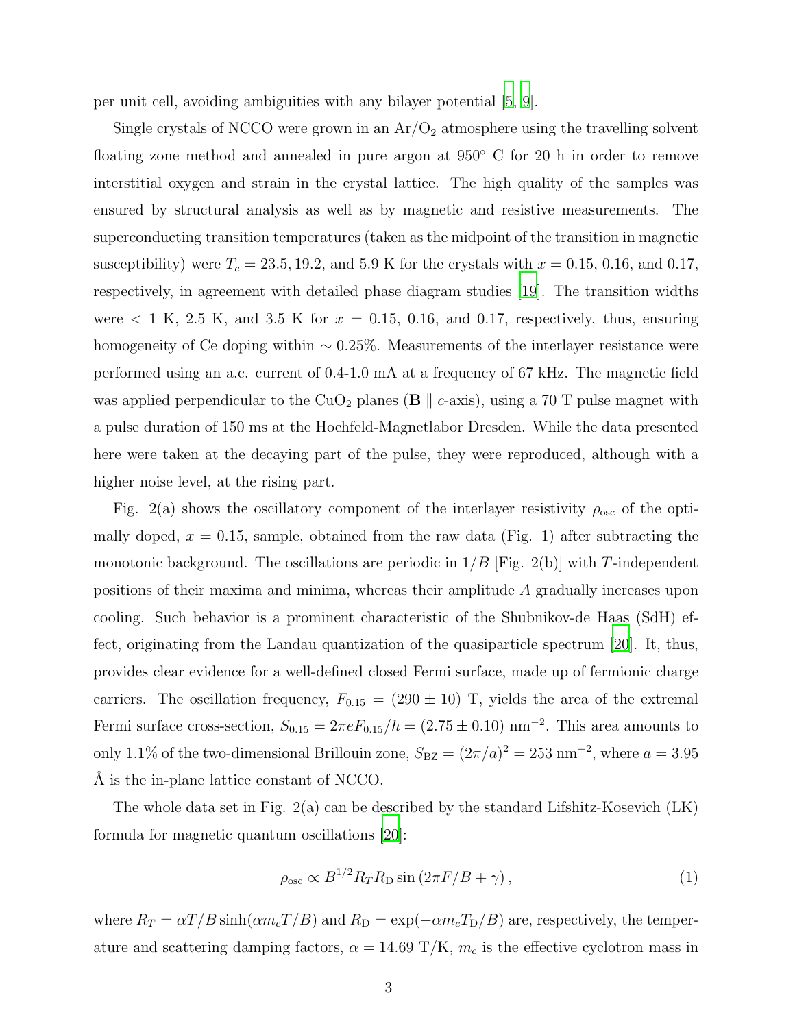per unit cell, avoiding ambiguities with any bilayer potential [5, 9].

Single crystals of NCCO were grown in an $Ar/O_2$ atmosphere using the travelling solvent floating zone method and annealed in pure argon at 950° C for 20 h in order to remove interstitial oxygen and strain in the crystal lattice. The high quality of the samples was ensured by structural analysis as well as by magnetic and resistive measurements. The superconducting transition temperatures (taken as the midpoint of the transition in magnetic susceptibility) were $T_c = 23.5, 19.2$, and 5.9 K for the crystals with $x = 0.15$, 0.16, and 0.17, respectively, in agreement with detailed phase diagram studies [19]. The transition widths were $< 1$ K, 2.5 K, and 3.5 K for $x = 0.15$, 0.16, and 0.17, respectively, thus, ensuring homogeneity of Ce doping within $\sim 0.25\%$. Measurements of the interlayer resistance were performed using an a.c. current of 0.4-1.0 mA at a frequency of 67 kHz. The magnetic field was applied perpendicular to the $CuO_2$ planes ($\mathbf{B} \parallel c$-axis), using a 70 T pulse magnet with a pulse duration of 150 ms at the Hochfeld-Magnetlabor Dresden. While the data presented here were taken at the decaying part of the pulse, they were reproduced, although with a higher noise level, at the rising part.

Fig. 2(a) shows the oscillatory component of the interlayer resistivity $\rho_{\text{osc}}$ of the optimally doped, $x = 0.15$, sample, obtained from the raw data (Fig. 1) after subtracting the monotonic background. The oscillations are periodic in $1/B$ [Fig. 2(b)] with $T$-independent positions of their maxima and minima, whereas their amplitude $A$ gradually increases upon cooling. Such behavior is a prominent characteristic of the Shubnikov-de Haas (SdH) effect, originating from the Landau quantization of the quasiparticle spectrum [20]. It, thus, provides clear evidence for a well-defined closed Fermi surface, made up of fermionic charge carriers. The oscillation frequency, $F_{0.15} = (290 \pm 10)$ T, yields the area of the extremal Fermi surface cross-section, $S_{0.15} = 2\pi e F_{0.15}/\hbar = (2.75 \pm 0.10)$ nm$^{-2}$. This area amounts to only 1.1% of the two-dimensional Brillouin zone, $S_{\text{BZ}} = (2\pi/a)^2 = 253$ nm$^{-2}$, where $a = 3.95$ Å is the in-plane lattice constant of NCCO.

The whole data set in Fig. 2(a) can be described by the standard Lifshitz-Kosevich (LK) formula for magnetic quantum oscillations [20]:

$$\rho_{\text{osc}} \propto B^{1/2} R_T R_{\text{D}} \sin\left(2\pi F/B + \gamma\right), \tag{1}$$

where $R_T = \alpha T/B \sinh(\alpha m_c T/B)$ and $R_{\text{D}} = \exp(-\alpha m_c T_{\text{D}}/B)$ are, respectively, the temperature and scattering damping factors, $\alpha = 14.69$ T/K, $m_c$ is the effective cyclotron mass in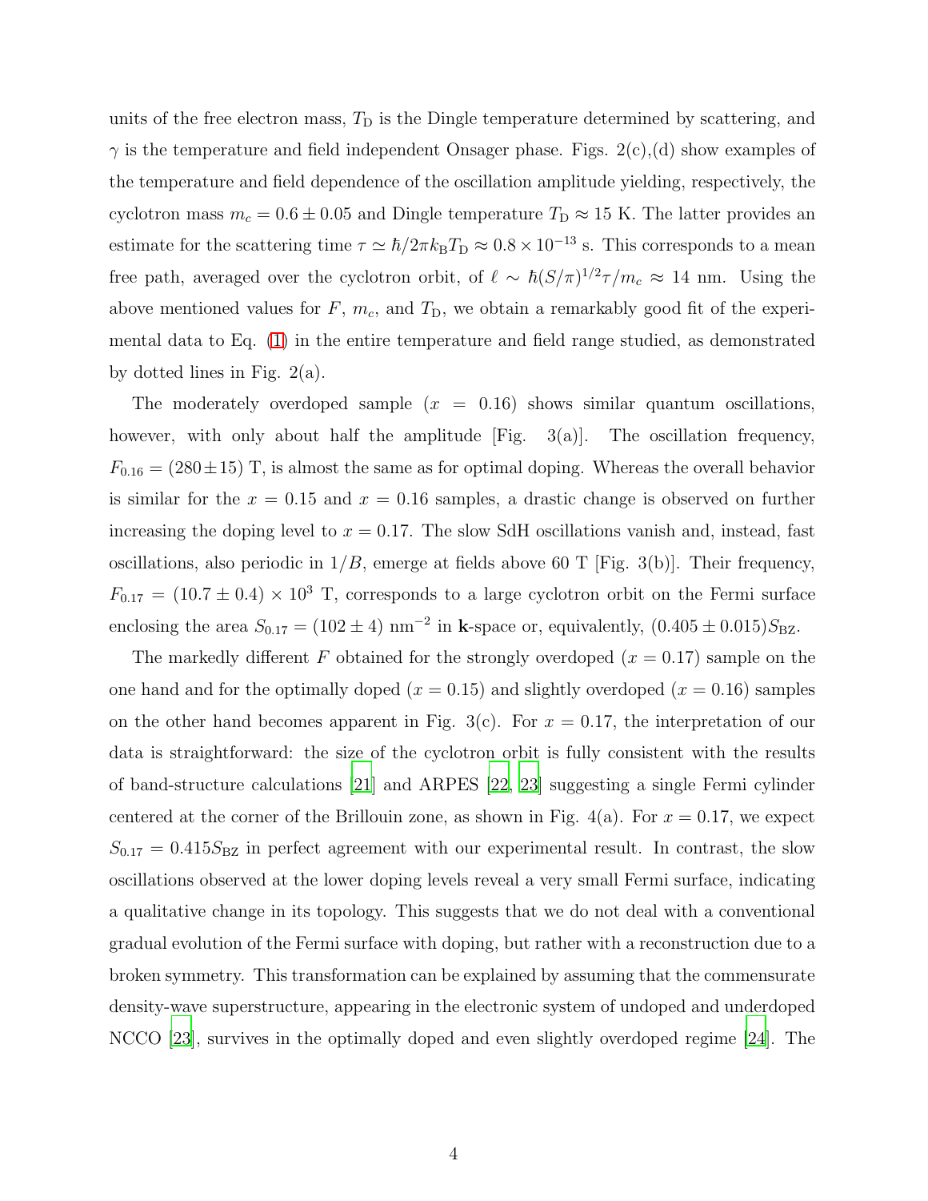units of the free electron mass, $T_{\rm D}$ is the Dingle temperature determined by scattering, and $\gamma$ is the temperature and field independent Onsager phase. Figs. 2(c),(d) show examples of the temperature and field dependence of the oscillation amplitude yielding, respectively, the cyclotron mass $m_c = 0.6 \pm 0.05$ and Dingle temperature $T_{\rm D} \approx 15$ K. The latter provides an estimate for the scattering time $\tau \simeq \hbar/2\pi k_{\rm B}T_{\rm D} \approx 0.8 \times 10^{-13}$ s. This corresponds to a mean free path, averaged over the cyclotron orbit, of $\ell \sim \hbar(S/\pi)^{1/2}\tau/m_c \approx 14$ nm. Using the above mentioned values for $F$, $m_c$, and $T_{\rm D}$, we obtain a remarkably good fit of the experimental data to Eq. (1) in the entire temperature and field range studied, as demonstrated by dotted lines in Fig. 2(a).

The moderately overdoped sample ($x = 0.16$) shows similar quantum oscillations, however, with only about half the amplitude [Fig. 3(a)]. The oscillation frequency, $F_{0.16} = (280 \pm 15)$ T, is almost the same as for optimal doping. Whereas the overall behavior is similar for the $x = 0.15$ and $x = 0.16$ samples, a drastic change is observed on further increasing the doping level to $x = 0.17$. The slow SdH oscillations vanish and, instead, fast oscillations, also periodic in $1/B$, emerge at fields above 60 T [Fig. 3(b)]. Their frequency, $F_{0.17} = (10.7 \pm 0.4) \times 10^3$ T, corresponds to a large cyclotron orbit on the Fermi surface enclosing the area $S_{0.17} = (102 \pm 4)$ nm$^{-2}$ in **k**-space or, equivalently, $(0.405 \pm 0.015)S_{\rm BZ}$.

The markedly different $F$ obtained for the strongly overdoped ($x = 0.17$) sample on the one hand and for the optimally doped ($x = 0.15$) and slightly overdoped ($x = 0.16$) samples on the other hand becomes apparent in Fig. 3(c). For $x = 0.17$, the interpretation of our data is straightforward: the size of the cyclotron orbit is fully consistent with the results of band-structure calculations [21] and ARPES [22, 23] suggesting a single Fermi cylinder centered at the corner of the Brillouin zone, as shown in Fig. 4(a). For $x = 0.17$, we expect $S_{0.17} = 0.415S_{\rm BZ}$ in perfect agreement with our experimental result. In contrast, the slow oscillations observed at the lower doping levels reveal a very small Fermi surface, indicating a qualitative change in its topology. This suggests that we do not deal with a conventional gradual evolution of the Fermi surface with doping, but rather with a reconstruction due to a broken symmetry. This transformation can be explained by assuming that the commensurate density-wave superstructure, appearing in the electronic system of undoped and underdoped NCCO [23], survives in the optimally doped and even slightly overdoped regime [24]. The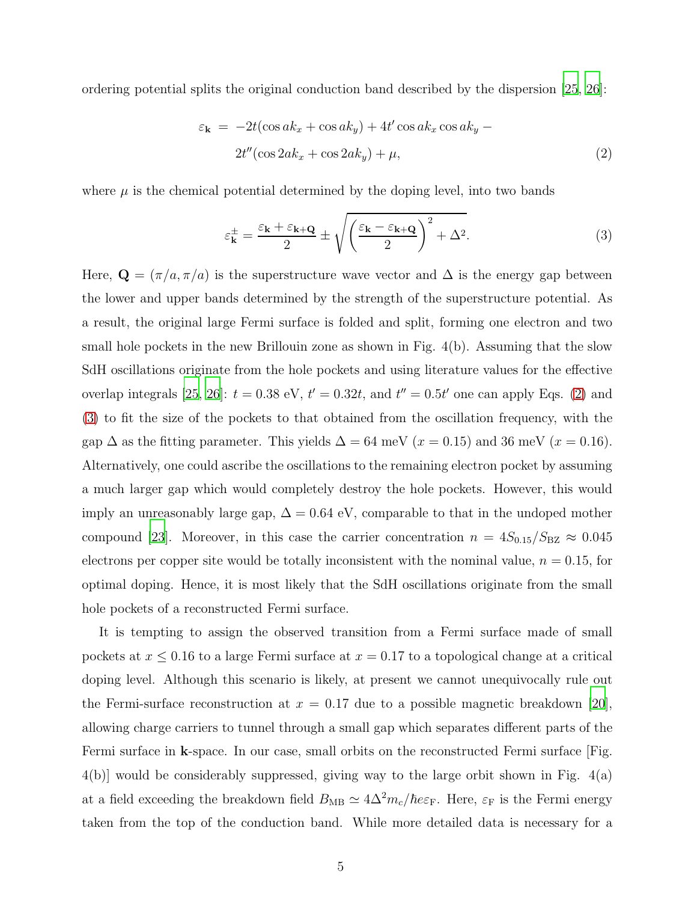ordering potential splits the original conduction band described by the dispersion [25, 26]:

$$\varepsilon_{\mathbf{k}} = -2t(\cos ak_x + \cos ak_y) + 4t' \cos ak_x \cos ak_y - 2t''(\cos 2ak_x + \cos 2ak_y) + \mu, \tag{2}$$

where $\mu$ is the chemical potential determined by the doping level, into two bands

$$\varepsilon^{\pm}_{\mathbf{k}} = \frac{\varepsilon_{\mathbf{k}} + \varepsilon_{\mathbf{k+Q}}}{2} \pm \sqrt{\left(\frac{\varepsilon_{\mathbf{k}} - \varepsilon_{\mathbf{k+Q}}}{2}\right)^2 + \Delta^2}. \tag{3}$$

Here, $\mathbf{Q} = (\pi/a, \pi/a)$ is the superstructure wave vector and $\Delta$ is the energy gap between the lower and upper bands determined by the strength of the superstructure potential. As a result, the original large Fermi surface is folded and split, forming one electron and two small hole pockets in the new Brillouin zone as shown in Fig. 4(b). Assuming that the slow SdH oscillations originate from the hole pockets and using literature values for the effective overlap integrals [25, 26]: $t = 0.38$ eV, $t' = 0.32t$, and $t'' = 0.5t'$ one can apply Eqs. (2) and (3) to fit the size of the pockets to that obtained from the oscillation frequency, with the gap $\Delta$ as the fitting parameter. This yields $\Delta = 64$ meV ($x = 0.15$) and 36 meV ($x = 0.16$). Alternatively, one could ascribe the oscillations to the remaining electron pocket by assuming a much larger gap which would completely destroy the hole pockets. However, this would imply an unreasonably large gap, $\Delta = 0.64$ eV, comparable to that in the undoped mother compound [23]. Moreover, in this case the carrier concentration $n = 4S_{0.15}/S_{\mathrm{BZ}} \approx 0.045$ electrons per copper site would be totally inconsistent with the nominal value, $n = 0.15$, for optimal doping. Hence, it is most likely that the SdH oscillations originate from the small hole pockets of a reconstructed Fermi surface.

It is tempting to assign the observed transition from a Fermi surface made of small pockets at $x \leq 0.16$ to a large Fermi surface at $x = 0.17$ to a topological change at a critical doping level. Although this scenario is likely, at present we cannot unequivocally rule out the Fermi-surface reconstruction at $x = 0.17$ due to a possible magnetic breakdown [20], allowing charge carriers to tunnel through a small gap which separates different parts of the Fermi surface in $\mathbf{k}$-space. In our case, small orbits on the reconstructed Fermi surface [Fig. 4(b)] would be considerably suppressed, giving way to the large orbit shown in Fig. 4(a) at a field exceeding the breakdown field $B_{\mathrm{MB}} \simeq 4\Delta^2 m_c/\hbar e \varepsilon_{\mathrm{F}}$. Here, $\varepsilon_{\mathrm{F}}$ is the Fermi energy taken from the top of the conduction band. While more detailed data is necessary for a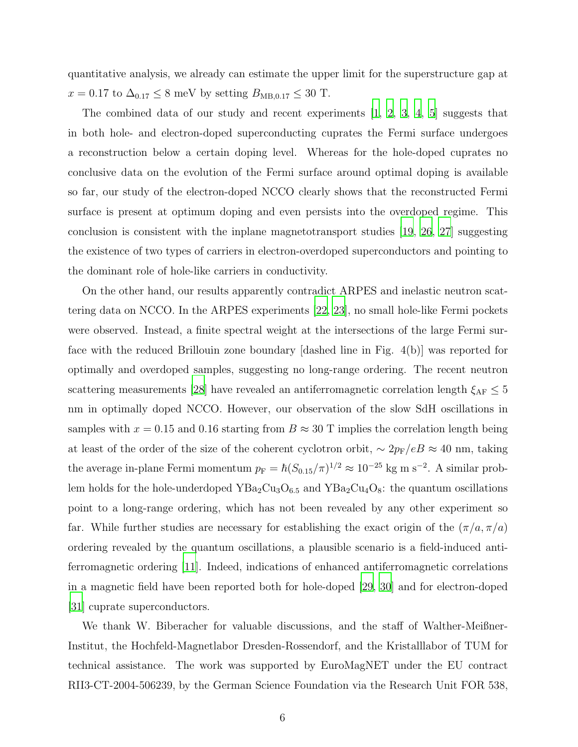quantitative analysis, we already can estimate the upper limit for the superstructure gap at $x = 0.17$ to $\Delta_{0.17} \leq 8$ meV by setting $B_{\mathrm{MB},0.17} \leq 30$ T.

The combined data of our study and recent experiments [1, 2, 3, 4, 5] suggests that in both hole- and electron-doped superconducting cuprates the Fermi surface undergoes a reconstruction below a certain doping level. Whereas for the hole-doped cuprates no conclusive data on the evolution of the Fermi surface around optimal doping is available so far, our study of the electron-doped NCCO clearly shows that the reconstructed Fermi surface is present at optimum doping and even persists into the overdoped regime. This conclusion is consistent with the inplane magnetotransport studies [19, 26, 27] suggesting the existence of two types of carriers in electron-overdoped superconductors and pointing to the dominant role of hole-like carriers in conductivity.

On the other hand, our results apparently contradict ARPES and inelastic neutron scattering data on NCCO. In the ARPES experiments [22, 23], no small hole-like Fermi pockets were observed. Instead, a finite spectral weight at the intersections of the large Fermi surface with the reduced Brillouin zone boundary [dashed line in Fig. 4(b)] was reported for optimally and overdoped samples, suggesting no long-range ordering. The recent neutron scattering measurements [28] have revealed an antiferromagnetic correlation length $\xi_{\mathrm{AF}} \leq 5$ nm in optimally doped NCCO. However, our observation of the slow SdH oscillations in samples with $x = 0.15$ and 0.16 starting from $B \approx 30$ T implies the correlation length being at least of the order of the size of the coherent cyclotron orbit, $\sim 2p_{\mathrm{F}}/eB \approx 40$ nm, taking the average in-plane Fermi momentum $p_{\mathrm{F}} = \hbar(S_{0.15}/\pi)^{1/2} \approx 10^{-25}$ kg m s$^{-2}$. A similar problem holds for the hole-underdoped $YBa_2Cu_3O_{6.5}$ and $YBa_2Cu_4O_8$: the quantum oscillations point to a long-range ordering, which has not been revealed by any other experiment so far. While further studies are necessary for establishing the exact origin of the $(\pi/a, \pi/a)$ ordering revealed by the quantum oscillations, a plausible scenario is a field-induced antiferromagnetic ordering [11]. Indeed, indications of enhanced antiferromagnetic correlations in a magnetic field have been reported both for hole-doped [29, 30] and for electron-doped [31] cuprate superconductors.

We thank W. Biberacher for valuable discussions, and the staff of Walther-Meißner-Institut, the Hochfeld-Magnetlabor Dresden-Rossendorf, and the Kristalllabor of TUM for technical assistance. The work was supported by EuroMagNET under the EU contract RII3-CT-2004-506239, by the German Science Foundation via the Research Unit FOR 538,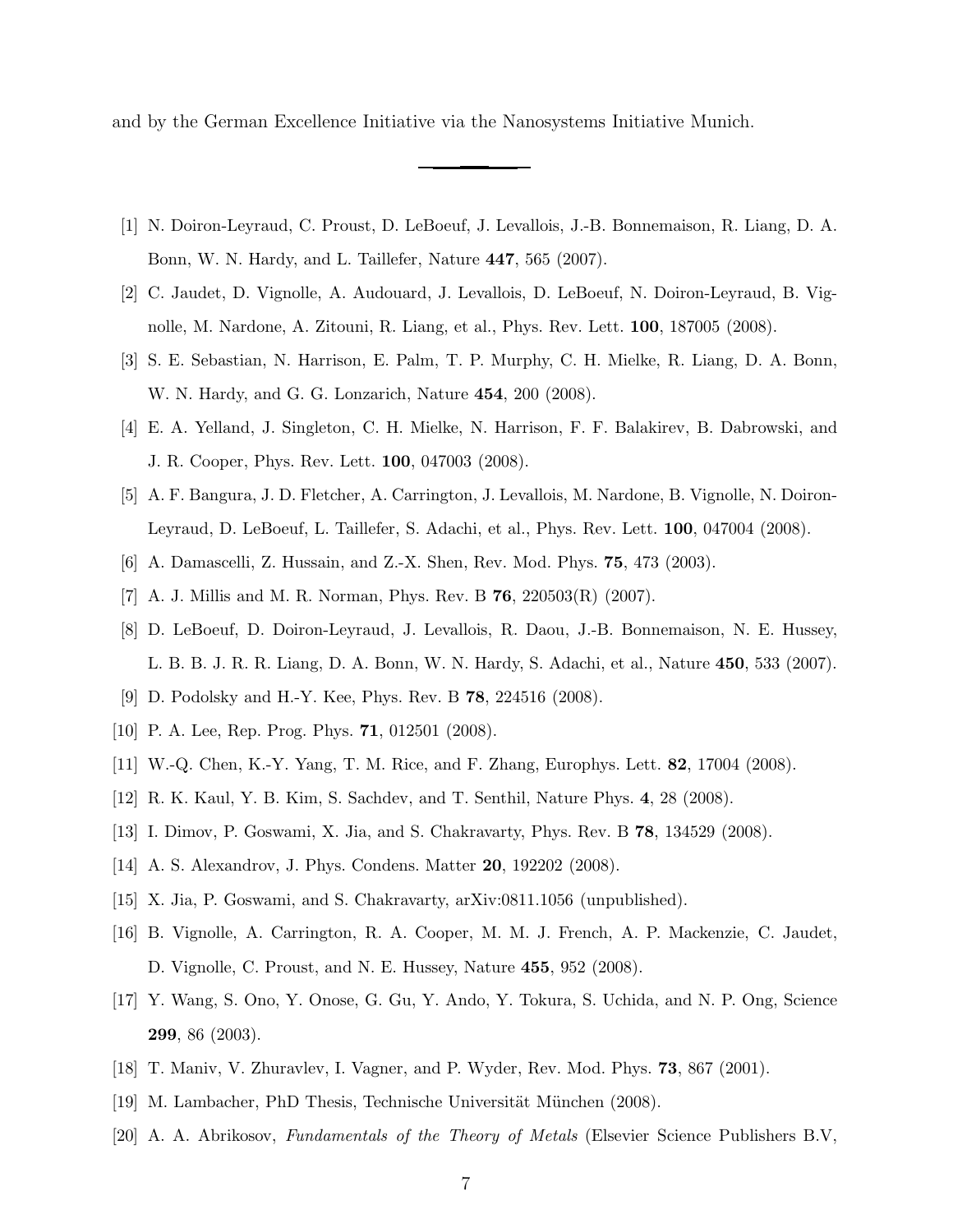and by the German Excellence Initiative via the Nanosystems Initiative Munich.

---

[1] N. Doiron-Leyraud, C. Proust, D. LeBoeuf, J. Levallois, J.-B. Bonnemaison, R. Liang, D. A. Bonn, W. N. Hardy, and L. Taillefer, Nature **447**, 565 (2007).

[2] C. Jaudet, D. Vignolle, A. Audouard, J. Levallois, D. LeBoeuf, N. Doiron-Leyraud, B. Vignolle, M. Nardone, A. Zitouni, R. Liang, et al., Phys. Rev. Lett. **100**, 187005 (2008).

[3] S. E. Sebastian, N. Harrison, E. Palm, T. P. Murphy, C. H. Mielke, R. Liang, D. A. Bonn, W. N. Hardy, and G. G. Lonzarich, Nature **454**, 200 (2008).

[4] E. A. Yelland, J. Singleton, C. H. Mielke, N. Harrison, F. F. Balakirev, B. Dabrowski, and J. R. Cooper, Phys. Rev. Lett. **100**, 047003 (2008).

[5] A. F. Bangura, J. D. Fletcher, A. Carrington, J. Levallois, M. Nardone, B. Vignolle, N. Doiron-Leyraud, D. LeBoeuf, L. Taillefer, S. Adachi, et al., Phys. Rev. Lett. **100**, 047004 (2008).

[6] A. Damascelli, Z. Hussain, and Z.-X. Shen, Rev. Mod. Phys. **75**, 473 (2003).

[7] A. J. Millis and M. R. Norman, Phys. Rev. B **76**, 220503(R) (2007).

[8] D. LeBoeuf, D. Doiron-Leyraud, J. Levallois, R. Daou, J.-B. Bonnemaison, N. E. Hussey, L. B. B. J. R. R. Liang, D. A. Bonn, W. N. Hardy, S. Adachi, et al., Nature **450**, 533 (2007).

[9] D. Podolsky and H.-Y. Kee, Phys. Rev. B **78**, 224516 (2008).

[10] P. A. Lee, Rep. Prog. Phys. **71**, 012501 (2008).

[11] W.-Q. Chen, K.-Y. Yang, T. M. Rice, and F. Zhang, Europhys. Lett. **82**, 17004 (2008).

[12] R. K. Kaul, Y. B. Kim, S. Sachdev, and T. Senthil, Nature Phys. **4**, 28 (2008).

[13] I. Dimov, P. Goswami, X. Jia, and S. Chakravarty, Phys. Rev. B **78**, 134529 (2008).

[14] A. S. Alexandrov, J. Phys. Condens. Matter **20**, 192202 (2008).

[15] X. Jia, P. Goswami, and S. Chakravarty, arXiv:0811.1056 (unpublished).

[16] B. Vignolle, A. Carrington, R. A. Cooper, M. M. J. French, A. P. Mackenzie, C. Jaudet, D. Vignolle, C. Proust, and N. E. Hussey, Nature **455**, 952 (2008).

[17] Y. Wang, S. Ono, Y. Onose, G. Gu, Y. Ando, Y. Tokura, S. Uchida, and N. P. Ong, Science **299**, 86 (2003).

[18] T. Maniv, V. Zhuravlev, I. Vagner, and P. Wyder, Rev. Mod. Phys. **73**, 867 (2001).

[19] M. Lambacher, PhD Thesis, Technische Universität München (2008).

[20] A. A. Abrikosov, *Fundamentals of the Theory of Metals* (Elsevier Science Publishers B.V,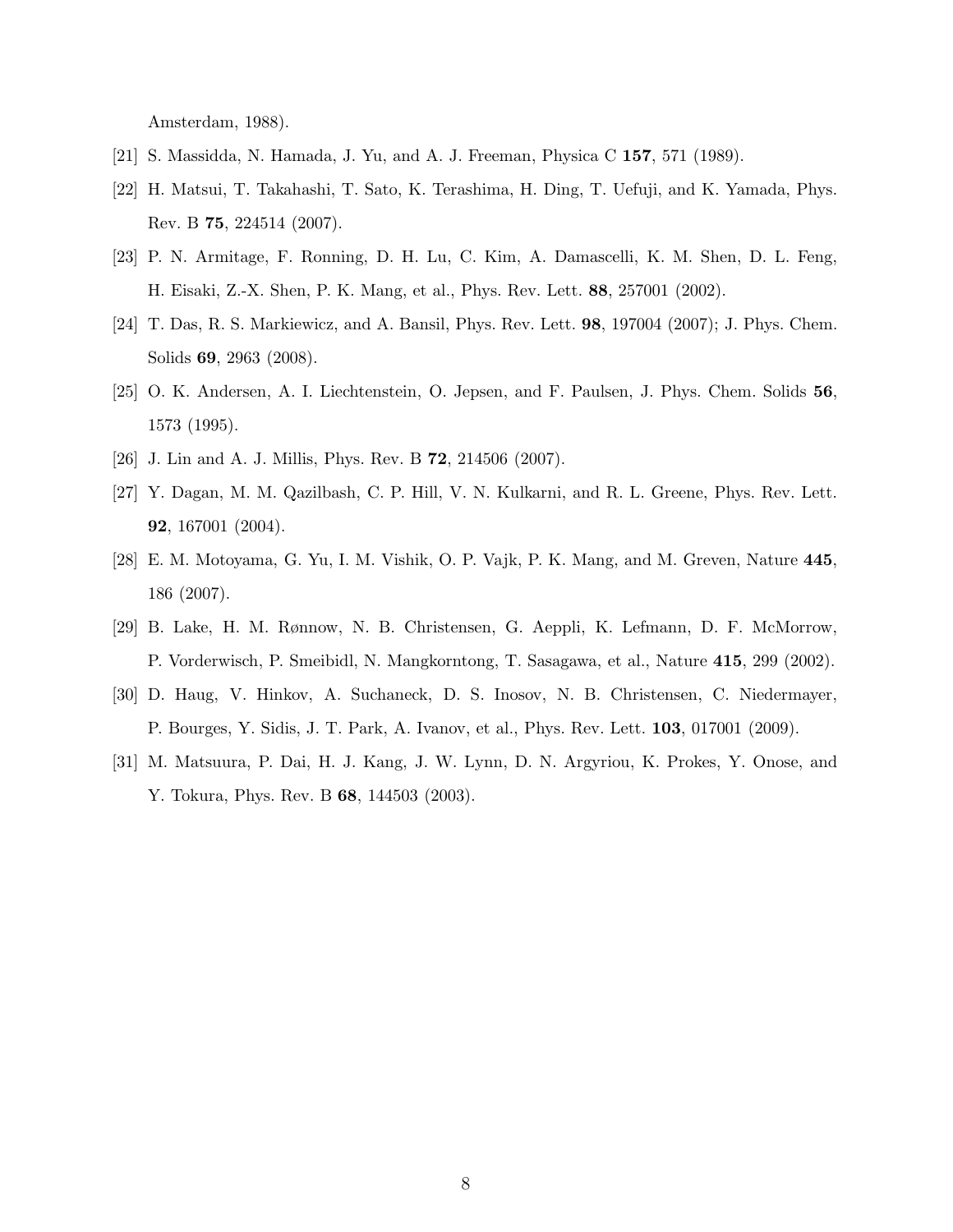Amsterdam, 1988).

[21] S. Massidda, N. Hamada, J. Yu, and A. J. Freeman, Physica C **157**, 571 (1989).

[22] H. Matsui, T. Takahashi, T. Sato, K. Terashima, H. Ding, T. Uefuji, and K. Yamada, Phys. Rev. B **75**, 224514 (2007).

[23] P. N. Armitage, F. Ronning, D. H. Lu, C. Kim, A. Damascelli, K. M. Shen, D. L. Feng, H. Eisaki, Z.-X. Shen, P. K. Mang, et al., Phys. Rev. Lett. **88**, 257001 (2002).

[24] T. Das, R. S. Markiewicz, and A. Bansil, Phys. Rev. Lett. **98**, 197004 (2007); J. Phys. Chem. Solids **69**, 2963 (2008).

[25] O. K. Andersen, A. I. Liechtenstein, O. Jepsen, and F. Paulsen, J. Phys. Chem. Solids **56**, 1573 (1995).

[26] J. Lin and A. J. Millis, Phys. Rev. B **72**, 214506 (2007).

[27] Y. Dagan, M. M. Qazilbash, C. P. Hill, V. N. Kulkarni, and R. L. Greene, Phys. Rev. Lett. **92**, 167001 (2004).

[28] E. M. Motoyama, G. Yu, I. M. Vishik, O. P. Vajk, P. K. Mang, and M. Greven, Nature **445**, 186 (2007).

[29] B. Lake, H. M. Rønnow, N. B. Christensen, G. Aeppli, K. Lefmann, D. F. McMorrow, P. Vorderwisch, P. Smeibidl, N. Mangkorntong, T. Sasagawa, et al., Nature **415**, 299 (2002).

[30] D. Haug, V. Hinkov, A. Suchaneck, D. S. Inosov, N. B. Christensen, C. Niedermayer, P. Bourges, Y. Sidis, J. T. Park, A. Ivanov, et al., Phys. Rev. Lett. **103**, 017001 (2009).

[31] M. Matsuura, P. Dai, H. J. Kang, J. W. Lynn, D. N. Argyriou, K. Prokes, Y. Onose, and Y. Tokura, Phys. Rev. B **68**, 144503 (2003).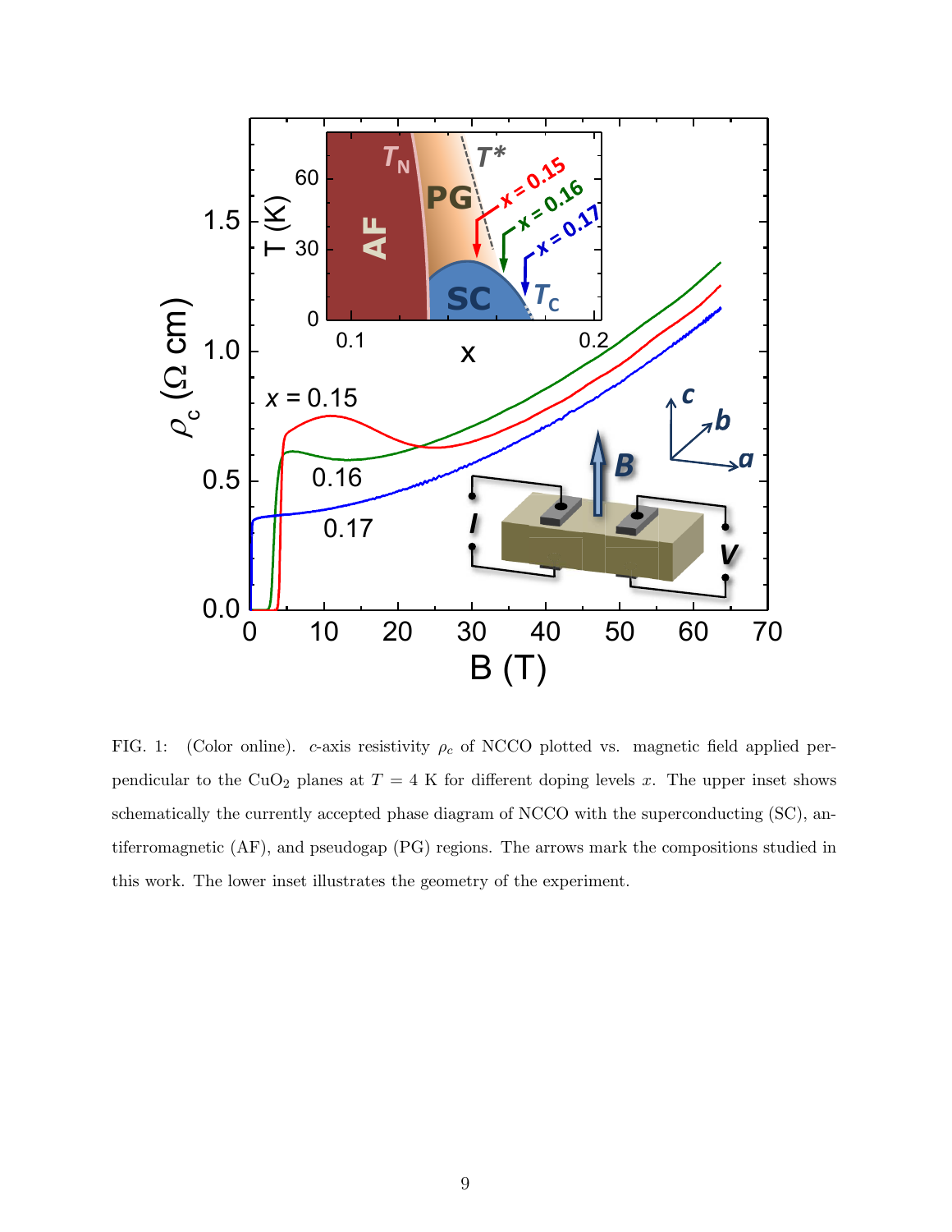FIG. 1: (Color online). $c$-axis resistivity $\rho_c$ of NCCO plotted vs. magnetic field applied perpendicular to the $CuO_2$ planes at $T = 4$ K for different doping levels $x$. The upper inset shows schematically the currently accepted phase diagram of NCCO with the superconducting (SC), antiferromagnetic (AF), and pseudogap (PG) regions. The arrows mark the compositions studied in this work. The lower inset illustrates the geometry of the experiment.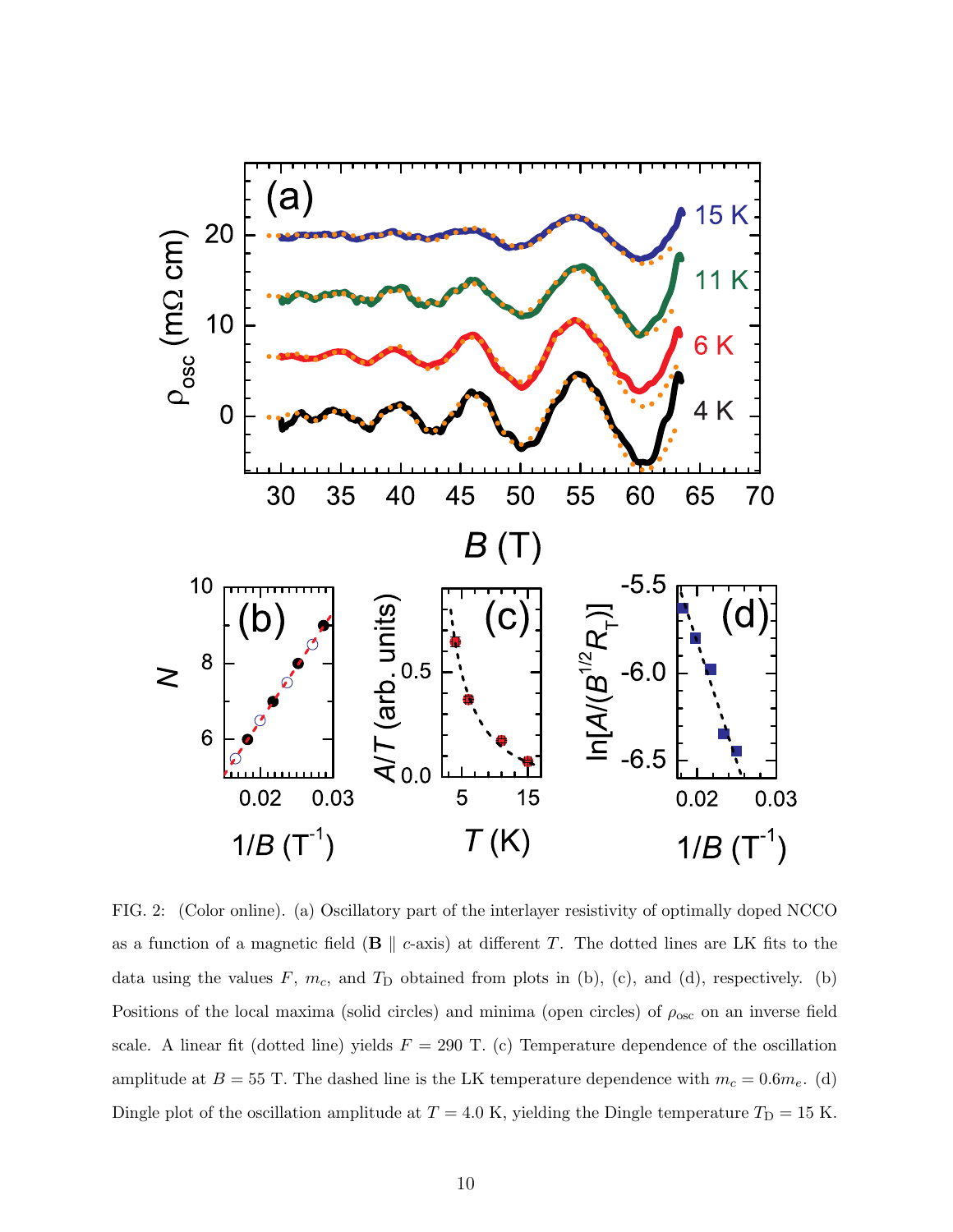FIG. 2: (Color online). (a) Oscillatory part of the interlayer resistivity of optimally doped NCCO as a function of a magnetic field ($\mathbf{B} \parallel c$-axis) at different $T$. The dotted lines are LK fits to the data using the values $F$, $m_c$, and $T_D$ obtained from plots in (b), (c), and (d), respectively. (b) Positions of the local maxima (solid circles) and minima (open circles) of $\rho_{osc}$ on an inverse field scale. A linear fit (dotted line) yields $F = 290$ T. (c) Temperature dependence of the oscillation amplitude at $B = 55$ T. The dashed line is the LK temperature dependence with $m_c = 0.6 m_e$. (d) Dingle plot of the oscillation amplitude at $T = 4.0$ K, yielding the Dingle temperature $T_D = 15$ K.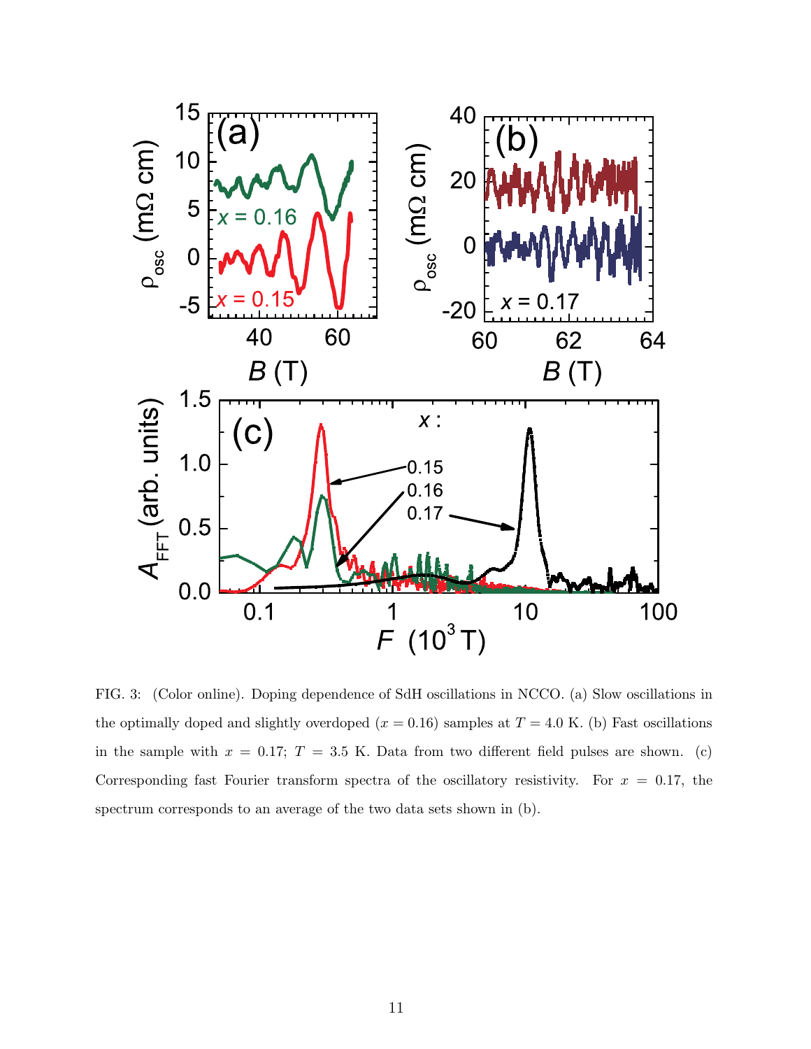FIG. 3: (Color online). Doping dependence of SdH oscillations in NCCO. (a) Slow oscillations in the optimally doped and slightly overdoped ($x = 0.16$) samples at $T = 4.0$ K. (b) Fast oscillations in the sample with $x = 0.17$; $T = 3.5$ K. Data from two different field pulses are shown. (c) Corresponding fast Fourier transform spectra of the oscillatory resistivity. For $x = 0.17$, the spectrum corresponds to an average of the two data sets shown in (b).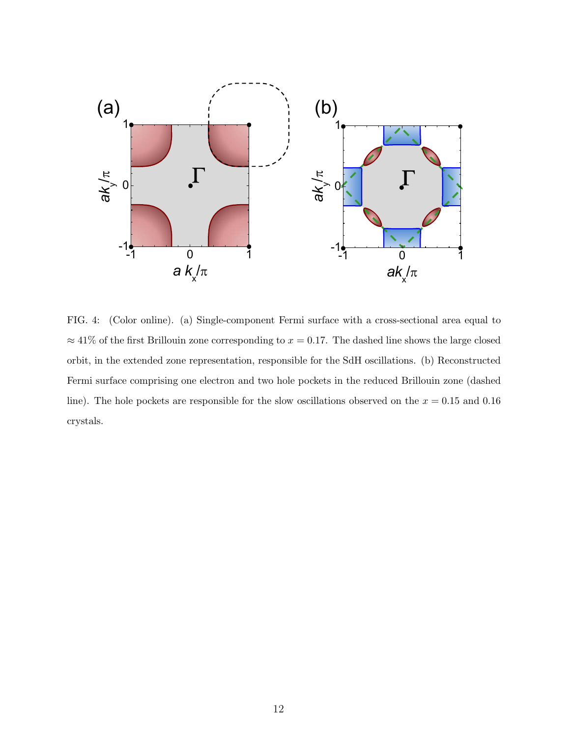(a)

1

0

-1

-1 0 1

$a k_x/\pi$

$ak_y/\pi$

Γ

(b)

1

0

-1

-1 0 1

$ak_x/\pi$

$ak_y/\pi$

Γ

FIG. 4: (Color online). (a) Single-component Fermi surface with a cross-sectional area equal to $\approx 41\%$ of the first Brillouin zone corresponding to $x = 0.17$. The dashed line shows the large closed orbit, in the extended zone representation, responsible for the SdH oscillations. (b) Reconstructed Fermi surface comprising one electron and two hole pockets in the reduced Brillouin zone (dashed line). The hole pockets are responsible for the slow oscillations observed on the $x = 0.15$ and 0.16 crystals.